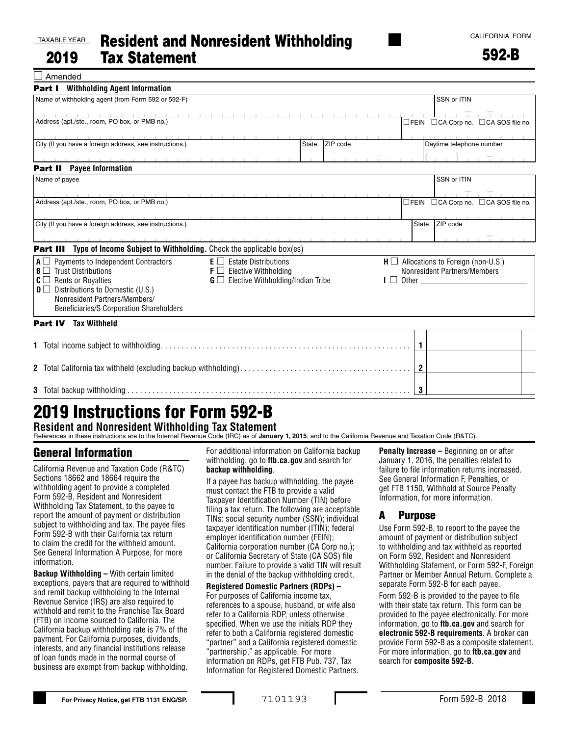TAXABLE YEAR

**2019**

# Resident and Nonresident Withholding Tax Statement

CALIFORNIA FORM

**592-B**

☐ Amended

**Part I Withholding Agent Information**

| Name of withholding agent (from Form 592 or 592-F) | | | SSN or ITIN |
|---|---|---|---|
| Address (apt./ste., room, PO box, or PMB no.) | | | ☐FEIN ☐CA Corp no. ☐CA SOS file no. |
| City (If you have a foreign address, see instructions.) | State | ZIP code | Daytime telephone number |

**Part II Payee Information**

| Name of payee | | | SSN or ITIN |
|---|---|---|---|
| Address (apt./ste., room, PO box, or PMB no.) | | | ☐FEIN ☐CA Corp no. ☐CA SOS file no. |
| City (If you have a foreign address, see instructions.) | State | ZIP code | |

**Part III Type of Income Subject to Withholding.** Check the applicable box(es)

- **A** ☐ Payments to Independent Contractors
- **B** ☐ Trust Distributions
- **C** ☐ Rents or Royalties
- **D** ☐ Distributions to Domestic (U.S.) Nonresident Partners/Members/ Beneficiaries/S Corporation Shareholders
- **E** ☐ Estate Distributions
- **F** ☐ Elective Withholding
- **G** ☐ Elective Withholding/Indian Tribe
- **H** ☐ Allocations to Foreign (non-U.S.) Nonresident Partners/Members
- **I** ☐ Other ____________

**Part IV Tax Withheld**

| | | |
|---|---|---|
| **1** Total income subject to withholding | **1** | |
| **2** Total California tax withheld (excluding backup withholding) | **2** | |
| **3** Total backup withholding | **3** | |

# 2019 Instructions for Form 592-B

## Resident and Nonresident Withholding Tax Statement

References in these instructions are to the Internal Revenue Code (IRC) as of **January 1, 2015**, and to the California Revenue and Taxation Code (R&TC).

## General Information

California Revenue and Taxation Code (R&TC) Sections 18662 and 18664 require the withholding agent to provide a completed Form 592-B, Resident and Nonresident Withholding Tax Statement, to the payee to report the amount of payment or distribution subject to withholding and tax. The payee files Form 592-B with their California tax return to claim the credit for the withheld amount. See General Information A Purpose, for more information.

**Backup Withholding –** With certain limited exceptions, payers that are required to withhold and remit backup withholding to the Internal Revenue Service (IRS) are also required to withhold and remit to the Franchise Tax Board (FTB) on income sourced to California. The California backup withholding rate is 7% of the payment. For California purposes, dividends, interests, and any financial institutions release of loan funds made in the normal course of business are exempt from backup withholding.

For additional information on California backup withholding, go to **ftb.ca.gov** and search for **backup withholding**.

If a payee has backup withholding, the payee must contact the FTB to provide a valid Taxpayer Identification Number (TIN) before filing a tax return. The following are acceptable TINs: social security number (SSN); individual taxpayer identification number (ITIN); federal employer identification number (FEIN); California corporation number (CA Corp no.); or California Secretary of State (CA SOS) file number. Failure to provide a valid TIN will result in the denial of the backup withholding credit.

**Registered Domestic Partners (RDPs) –** For purposes of California income tax, references to a spouse, husband, or wife also refer to a California RDP, unless otherwise specified. When we use the initials RDP they refer to both a California registered domestic "partner" and a California registered domestic "partnership," as applicable. For more information on RDPs, get FTB Pub. 737, Tax Information for Registered Domestic Partners.

**Penalty Increase –** Beginning on or after January 1, 2016, the penalties related to failure to file information returns increased. See General Information F, Penalties, or get FTB 1150, Withhold at Source Penalty Information, for more information.

## A Purpose

Use Form 592-B, to report to the payee the amount of payment or distribution subject to withholding and tax withheld as reported on Form 592, Resident and Nonresident Withholding Statement, or Form 592-F, Foreign Partner or Member Annual Return. Complete a separate Form 592-B for each payee.

Form 592-B is provided to the payee to file with their state tax return. This form can be provided to the payee electronically. For more information, go to **ftb.ca.gov** and search for **electronic 592-B requirements**. A broker can provide Form 592-B as a composite statement. For more information, go to **ftb.ca.gov** and search for **composite 592-B**.

For Privacy Notice, get FTB 1131 ENG/SP.

7101193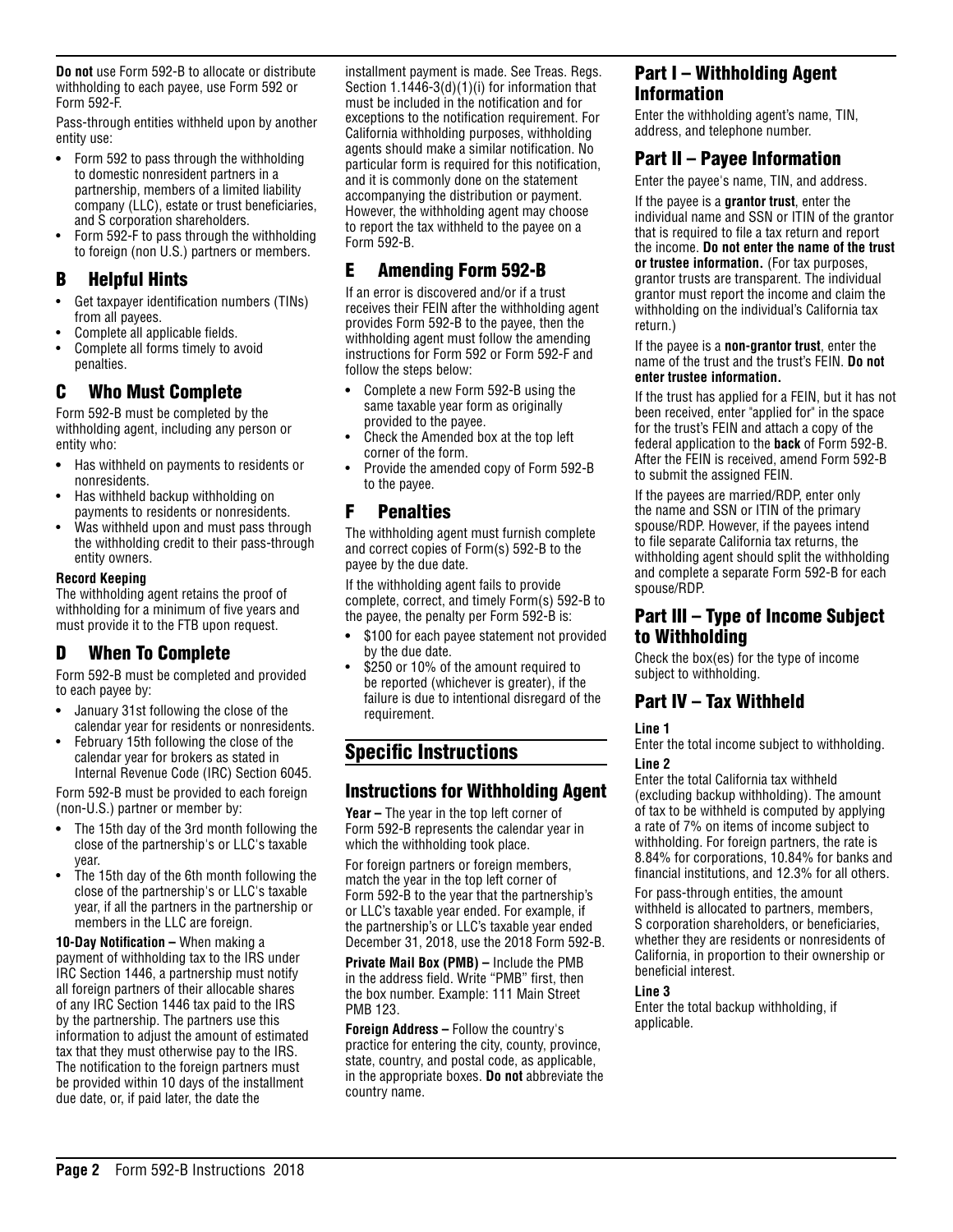**Do not** use Form 592-B to allocate or distribute withholding to each payee, use Form 592 or Form 592-F.

Pass-through entities withheld upon by another entity use:

- Form 592 to pass through the withholding to domestic nonresident partners in a partnership, members of a limited liability company (LLC), estate or trust beneficiaries, and S corporation shareholders.
- Form 592-F to pass through the withholding to foreign (non U.S.) partners or members.

## B Helpful Hints

- Get taxpayer identification numbers (TINs) from all payees.
- Complete all applicable fields.
- Complete all forms timely to avoid penalties.

## C Who Must Complete

Form 592-B must be completed by the withholding agent, including any person or entity who:

- Has withheld on payments to residents or nonresidents.
- Has withheld backup withholding on payments to residents or nonresidents.
- Was withheld upon and must pass through the withholding credit to their pass-through entity owners.

**Record Keeping**

The withholding agent retains the proof of withholding for a minimum of five years and must provide it to the FTB upon request.

## D When To Complete

Form 592-B must be completed and provided to each payee by:

- January 31st following the close of the calendar year for residents or nonresidents.
- February 15th following the close of the calendar year for brokers as stated in Internal Revenue Code (IRC) Section 6045.

Form 592-B must be provided to each foreign (non-U.S.) partner or member by:

- The 15th day of the 3rd month following the close of the partnership's or LLC's taxable year.
- The 15th day of the 6th month following the close of the partnership's or LLC's taxable year, if all the partners in the partnership or members in the LLC are foreign.

**10-Day Notification –** When making a payment of withholding tax to the IRS under IRC Section 1446, a partnership must notify all foreign partners of their allocable shares of any IRC Section 1446 tax paid to the IRS by the partnership. The partners use this information to adjust the amount of estimated tax that they must otherwise pay to the IRS. The notification to the foreign partners must be provided within 10 days of the installment due date, or, if paid later, the date the installment payment is made. See Treas. Regs. Section 1.1446-3(d)(1)(i) for information that must be included in the notification and for exceptions to the notification requirement. For California withholding purposes, withholding agents should make a similar notification. No particular form is required for this notification, and it is commonly done on the statement accompanying the distribution or payment. However, the withholding agent may choose to report the tax withheld to the payee on a Form 592-B.

## E Amending Form 592-B

If an error is discovered and/or if a trust receives their FEIN after the withholding agent provides Form 592-B to the payee, then the withholding agent must follow the amending instructions for Form 592 or Form 592-F and follow the steps below:

- Complete a new Form 592-B using the same taxable year form as originally provided to the payee.
- Check the Amended box at the top left corner of the form.
- Provide the amended copy of Form 592-B to the payee.

## F Penalties

The withholding agent must furnish complete and correct copies of Form(s) 592-B to the payee by the due date.

If the withholding agent fails to provide complete, correct, and timely Form(s) 592-B to the payee, the penalty per Form 592-B is:

- $100 for each payee statement not provided by the due date.
- $250 or 10% of the amount required to be reported (whichever is greater), if the failure is due to intentional disregard of the requirement.

# Specific Instructions

## Instructions for Withholding Agent

**Year –** The year in the top left corner of Form 592-B represents the calendar year in which the withholding took place.

For foreign partners or foreign members, match the year in the top left corner of Form 592-B to the year that the partnership's or LLC's taxable year ended. For example, if the partnership's or LLC's taxable year ended December 31, 2018, use the 2018 Form 592-B.

**Private Mail Box (PMB) –** Include the PMB in the address field. Write "PMB" first, then the box number. Example: 111 Main Street PMB 123.

**Foreign Address –** Follow the country's practice for entering the city, county, province, state, country, and postal code, as applicable, in the appropriate boxes. **Do not** abbreviate the country name.

## Part I – Withholding Agent Information

Enter the withholding agent's name, TIN, address, and telephone number.

## Part II – Payee Information

Enter the payee's name, TIN, and address.

If the payee is a **grantor trust**, enter the individual name and SSN or ITIN of the grantor that is required to file a tax return and report the income. **Do not enter the name of the trust or trustee information.** (For tax purposes, grantor trusts are transparent. The individual grantor must report the income and claim the withholding on the individual's California tax return.)

If the payee is a **non-grantor trust**, enter the name of the trust and the trust's FEIN. **Do not enter trustee information.**

If the trust has applied for a FEIN, but it has not been received, enter "applied for" in the space for the trust's FEIN and attach a copy of the federal application to the **back** of Form 592-B. After the FEIN is received, amend Form 592-B to submit the assigned FEIN.

If the payees are married/RDP, enter only the name and SSN or ITIN of the primary spouse/RDP. However, if the payees intend to file separate California tax returns, the withholding agent should split the withholding and complete a separate Form 592-B for each spouse/RDP.

## Part III – Type of Income Subject to Withholding

Check the box(es) for the type of income subject to withholding.

## Part IV – Tax Withheld

**Line 1**

Enter the total income subject to withholding.

**Line 2**

Enter the total California tax withheld (excluding backup withholding). The amount of tax to be withheld is computed by applying a rate of 7% on items of income subject to withholding. For foreign partners, the rate is 8.84% for corporations, 10.84% for banks and financial institutions, and 12.3% for all others.

For pass-through entities, the amount withheld is allocated to partners, members, S corporation shareholders, or beneficiaries, whether they are residents or nonresidents of California, in proportion to their ownership or beneficial interest.

**Line 3**

Enter the total backup withholding, if applicable.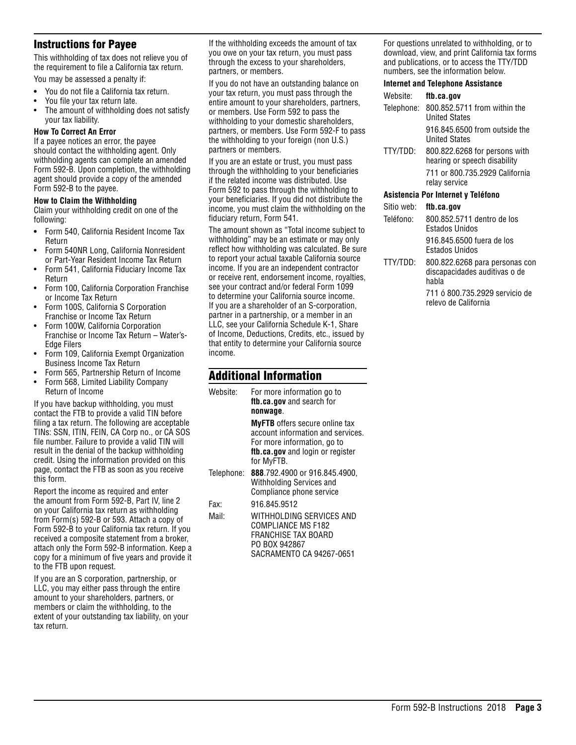## Instructions for Payee

This withholding of tax does not relieve you of the requirement to file a California tax return.

You may be assessed a penalty if:

- You do not file a California tax return.
- You file your tax return late.
- The amount of withholding does not satisfy your tax liability.

**How To Correct An Error**

If a payee notices an error, the payee should contact the withholding agent. Only withholding agents can complete an amended Form 592-B. Upon completion, the withholding agent should provide a copy of the amended Form 592-B to the payee.

**How to Claim the Withholding**

Claim your withholding credit on one of the following:

- Form 540, California Resident Income Tax Return
- Form 540NR Long, California Nonresident or Part-Year Resident Income Tax Return
- Form 541, California Fiduciary Income Tax Return
- Form 100, California Corporation Franchise or Income Tax Return
- Form 100S, California S Corporation Franchise or Income Tax Return
- Form 100W, California Corporation Franchise or Income Tax Return – Water's-Edge Filers
- Form 109, California Exempt Organization Business Income Tax Return
- Form 565, Partnership Return of Income
- Form 568, Limited Liability Company Return of Income

If you have backup withholding, you must contact the FTB to provide a valid TIN before filing a tax return. The following are acceptable TINs: SSN, ITIN, FEIN, CA Corp no., or CA SOS file number. Failure to provide a valid TIN will result in the denial of the backup withholding credit. Using the information provided on this page, contact the FTB as soon as you receive this form.

Report the income as required and enter the amount from Form 592-B, Part IV, line 2 on your California tax return as withholding from Form(s) 592-B or 593. Attach a copy of Form 592-B to your California tax return. If you received a composite statement from a broker, attach only the Form 592-B information. Keep a copy for a minimum of five years and provide it to the FTB upon request.

If you are an S corporation, partnership, or LLC, you may either pass through the entire amount to your shareholders, partners, or members or claim the withholding, to the extent of your outstanding tax liability, on your tax return.

If the withholding exceeds the amount of tax you owe on your tax return, you must pass through the excess to your shareholders, partners, or members.

If you do not have an outstanding balance on your tax return, you must pass through the entire amount to your shareholders, partners, or members. Use Form 592 to pass the withholding to your domestic shareholders, partners, or members. Use Form 592-F to pass the withholding to your foreign (non U.S.) partners or members.

If you are an estate or trust, you must pass through the withholding to your beneficiaries if the related income was distributed. Use Form 592 to pass through the withholding to your beneficiaries. If you did not distribute the income, you must claim the withholding on the fiduciary return, Form 541.

The amount shown as "Total income subject to withholding" may be an estimate or may only reflect how withholding was calculated. Be sure to report your actual taxable California source income. If you are an independent contractor or receive rent, endorsement income, royalties, see your contract and/or federal Form 1099 to determine your California source income. If you are a shareholder of an S-corporation, partner in a partnership, or a member in an LLC, see your California Schedule K-1, Share of Income, Deductions, Credits, etc., issued by that entity to determine your California source income.

## Additional Information

Website: For more information go to **ftb.ca.gov** and search for **nonwage**.

**MyFTB** offers secure online tax account information and services. For more information, go to **ftb.ca.gov** and login or register for MyFTB.

Telephone: **888**.792.4900 or 916.845.4900, Withholding Services and Compliance phone service

Fax: 916.845.9512

Mail: WITHHOLDING SERVICES AND COMPLIANCE MS F182
FRANCHISE TAX BOARD
PO BOX 942867
SACRAMENTO CA 94267-0651

For questions unrelated to withholding, or to download, view, and print California tax forms and publications, or to access the TTY/TDD numbers, see the information below.

**Internet and Telephone Assistance**

Website: **ftb.ca.gov**

Telephone: 800.852.5711 from within the United States
916.845.6500 from outside the United States

TTY/TDD: 800.822.6268 for persons with hearing or speech disability
711 or 800.735.2929 California relay service

**Asistencia Por Internet y Teléfono**

Sitio web: **ftb.ca.gov**

Teléfono: 800.852.5711 dentro de los Estados Unidos
916.845.6500 fuera de los Estados Unidos

TTY/TDD: 800.822.6268 para personas con discapacidades auditivas o de habla
711 ó 800.735.2929 servicio de relevo de California